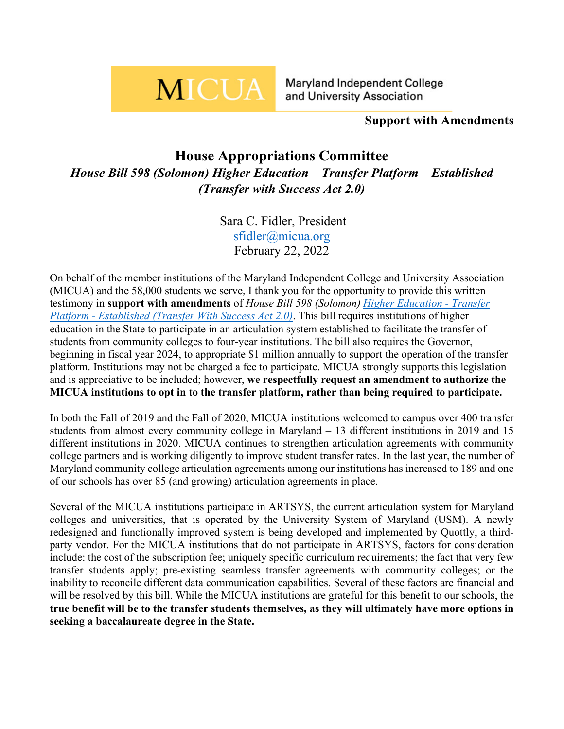MICUA Maryland Independent College and University Association

**Support with Amendments**

## House Appropriations Committee

### *House Bill 598 (Solomon) Higher Education – Transfer Platform – Established (Transfer with Success Act 2.0)*

Sara C. Fidler, President
sfidler@micua.org
February 22, 2022

On behalf of the member institutions of the Maryland Independent College and University Association (MICUA) and the 58,000 students we serve, I thank you for the opportunity to provide this written testimony in **support with amendments** of *House Bill 598 (Solomon) Higher Education - Transfer Platform - Established (Transfer With Success Act 2.0)*. This bill requires institutions of higher education in the State to participate in an articulation system established to facilitate the transfer of students from community colleges to four-year institutions. The bill also requires the Governor, beginning in fiscal year 2024, to appropriate $1 million annually to support the operation of the transfer platform. Institutions may not be charged a fee to participate. MICUA strongly supports this legislation and is appreciative to be included; however, **we respectfully request an amendment to authorize the MICUA institutions to opt in to the transfer platform, rather than being required to participate.**

In both the Fall of 2019 and the Fall of 2020, MICUA institutions welcomed to campus over 400 transfer students from almost every community college in Maryland – 13 different institutions in 2019 and 15 different institutions in 2020. MICUA continues to strengthen articulation agreements with community college partners and is working diligently to improve student transfer rates. In the last year, the number of Maryland community college articulation agreements among our institutions has increased to 189 and one of our schools has over 85 (and growing) articulation agreements in place.

Several of the MICUA institutions participate in ARTSYS, the current articulation system for Maryland colleges and universities, that is operated by the University System of Maryland (USM). A newly redesigned and functionally improved system is being developed and implemented by Quottly, a third-party vendor. For the MICUA institutions that do not participate in ARTSYS, factors for consideration include: the cost of the subscription fee; uniquely specific curriculum requirements; the fact that very few transfer students apply; pre-existing seamless transfer agreements with community colleges; or the inability to reconcile different data communication capabilities. Several of these factors are financial and will be resolved by this bill. While the MICUA institutions are grateful for this benefit to our schools, the **true benefit will be to the transfer students themselves, as they will ultimately have more options in seeking a baccalaureate degree in the State.**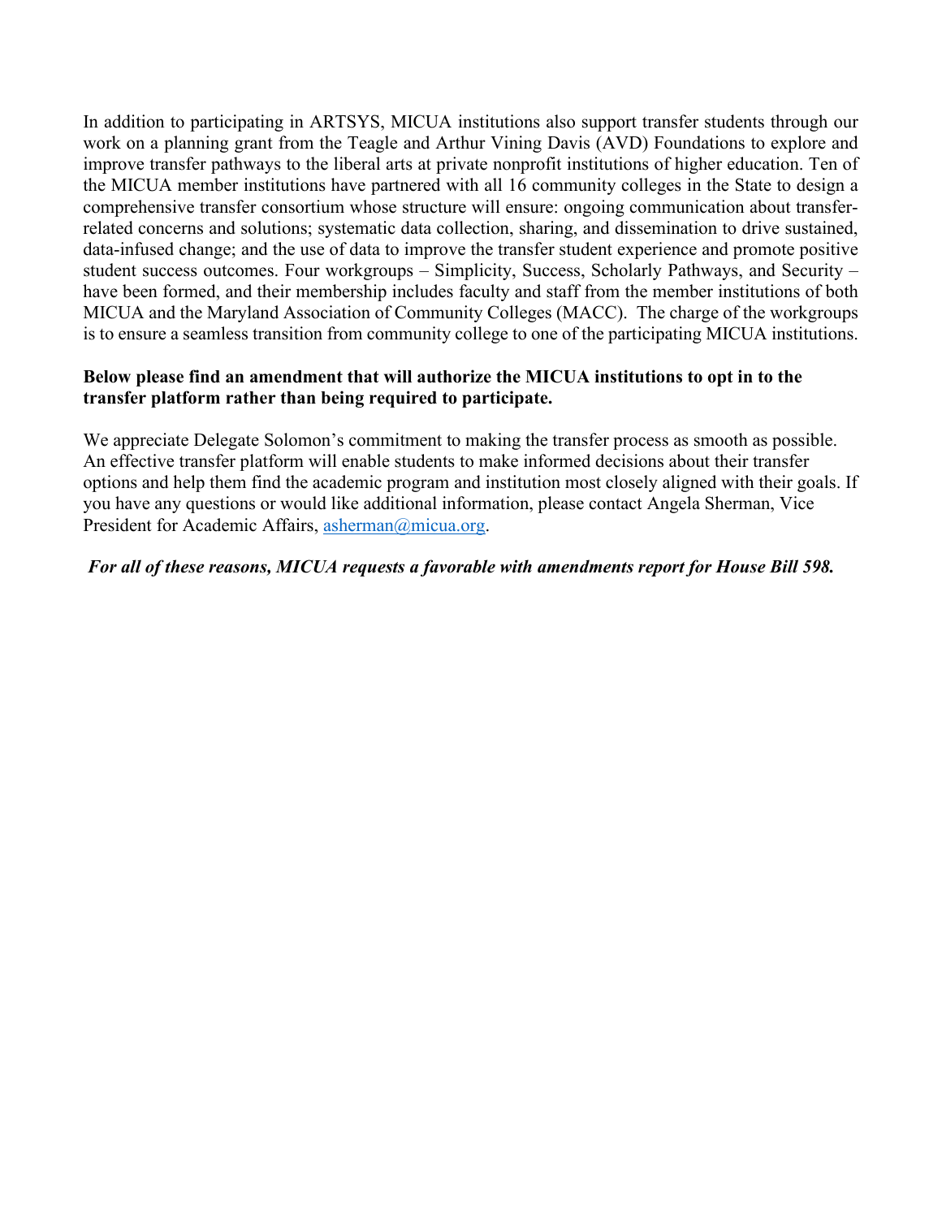In addition to participating in ARTSYS, MICUA institutions also support transfer students through our work on a planning grant from the Teagle and Arthur Vining Davis (AVD) Foundations to explore and improve transfer pathways to the liberal arts at private nonprofit institutions of higher education. Ten of the MICUA member institutions have partnered with all 16 community colleges in the State to design a comprehensive transfer consortium whose structure will ensure: ongoing communication about transfer-related concerns and solutions; systematic data collection, sharing, and dissemination to drive sustained, data-infused change; and the use of data to improve the transfer student experience and promote positive student success outcomes. Four workgroups – Simplicity, Success, Scholarly Pathways, and Security – have been formed, and their membership includes faculty and staff from the member institutions of both MICUA and the Maryland Association of Community Colleges (MACC). The charge of the workgroups is to ensure a seamless transition from community college to one of the participating MICUA institutions.

**Below please find an amendment that will authorize the MICUA institutions to opt in to the transfer platform rather than being required to participate.**

We appreciate Delegate Solomon's commitment to making the transfer process as smooth as possible. An effective transfer platform will enable students to make informed decisions about their transfer options and help them find the academic program and institution most closely aligned with their goals. If you have any questions or would like additional information, please contact Angela Sherman, Vice President for Academic Affairs, asherman@micua.org.

***For all of these reasons, MICUA requests a favorable with amendments report for House Bill 598.***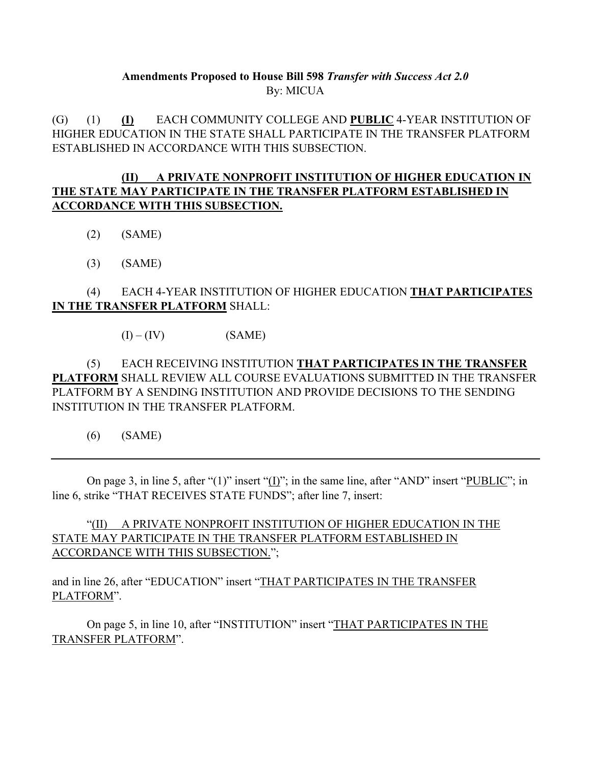**Amendments Proposed to House Bill 598 *Transfer with Success Act 2.0***
By: MICUA

(G) (1) **(I)** EACH COMMUNITY COLLEGE AND **PUBLIC** 4-YEAR INSTITUTION OF HIGHER EDUCATION IN THE STATE SHALL PARTICIPATE IN THE TRANSFER PLATFORM ESTABLISHED IN ACCORDANCE WITH THIS SUBSECTION.

**(II) A PRIVATE NONPROFIT INSTITUTION OF HIGHER EDUCATION IN THE STATE MAY PARTICIPATE IN THE TRANSFER PLATFORM ESTABLISHED IN ACCORDANCE WITH THIS SUBSECTION.**

(2) (SAME)

(3) (SAME)

(4) EACH 4-YEAR INSTITUTION OF HIGHER EDUCATION **THAT PARTICIPATES IN THE TRANSFER PLATFORM** SHALL:

(I) – (IV) (SAME)

(5) EACH RECEIVING INSTITUTION **THAT PARTICIPATES IN THE TRANSFER PLATFORM** SHALL REVIEW ALL COURSE EVALUATIONS SUBMITTED IN THE TRANSFER PLATFORM BY A SENDING INSTITUTION AND PROVIDE DECISIONS TO THE SENDING INSTITUTION IN THE TRANSFER PLATFORM.

(6) (SAME)

---

On page 3, in line 5, after "(1)" insert "(I)"; in the same line, after "AND" insert "PUBLIC"; in line 6, strike "THAT RECEIVES STATE FUNDS"; after line 7, insert:

"(II) A PRIVATE NONPROFIT INSTITUTION OF HIGHER EDUCATION IN THE STATE MAY PARTICIPATE IN THE TRANSFER PLATFORM ESTABLISHED IN ACCORDANCE WITH THIS SUBSECTION.";

and in line 26, after "EDUCATION" insert "THAT PARTICIPATES IN THE TRANSFER PLATFORM".

On page 5, in line 10, after "INSTITUTION" insert "THAT PARTICIPATES IN THE TRANSFER PLATFORM".